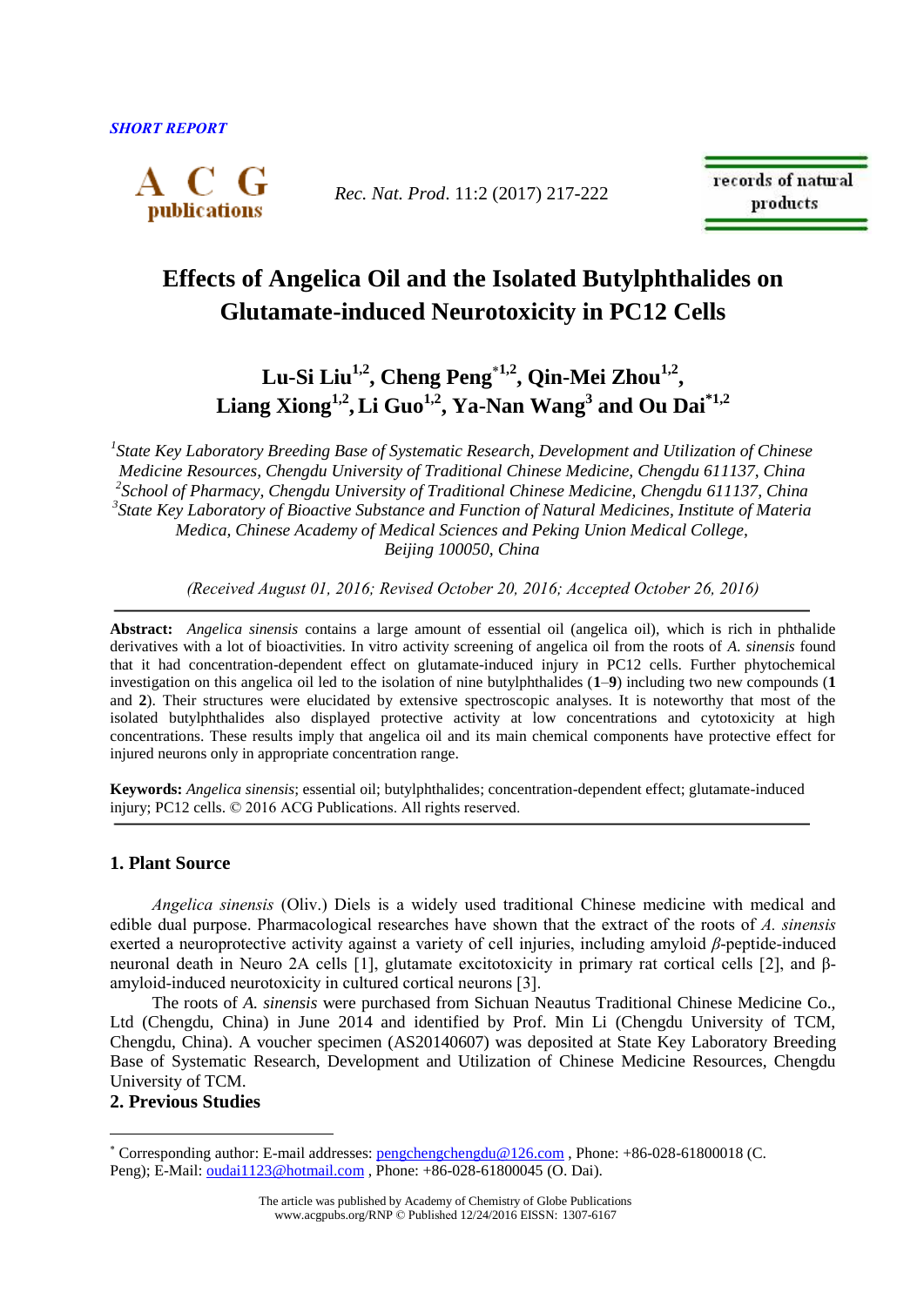*SHORT REPORT*

# Effects of Angelica Oil and the Isolated Butylphthalides on Glutamate-induced Neurotoxicity in PC12 Cells

**Lu-Si Liu[1,2], Cheng Peng*[1,2], Qin-Mei Zhou[1,2], Liang Xiong[1,2], Li Guo[1,2], Ya-Nan Wang[3] and Ou Dai*[1,2]**

[1]*State Key Laboratory Breeding Base of Systematic Research, Development and Utilization of Chinese Medicine Resources, Chengdu University of Traditional Chinese Medicine, Chengdu 611137, China*
[2]*School of Pharmacy, Chengdu University of Traditional Chinese Medicine, Chengdu 611137, China*
[3]*State Key Laboratory of Bioactive Substance and Function of Natural Medicines, Institute of Materia Medica, Chinese Academy of Medical Sciences and Peking Union Medical College, Beijing 100050, China*

*(Received August 01, 2016; Revised October 20, 2016; Accepted October 26, 2016)*

**Abstract:** *Angelica sinensis* contains a large amount of essential oil (angelica oil), which is rich in phthalide derivatives with a lot of bioactivities. In vitro activity screening of angelica oil from the roots of *A. sinensis* found that it had concentration-dependent effect on glutamate-induced injury in PC12 cells. Further phytochemical investigation on this angelica oil led to the isolation of nine butylphthalides (**1**–**9**) including two new compounds (**1** and **2**). Their structures were elucidated by extensive spectroscopic analyses. It is noteworthy that most of the isolated butylphthalides also displayed protective activity at low concentrations and cytotoxicity at high concentrations. These results imply that angelica oil and its main chemical components have protective effect for injured neurons only in appropriate concentration range.

**Keywords:** *Angelica sinensis*; essential oil; butylphthalides; concentration-dependent effect; glutamate-induced injury; PC12 cells. © 2016 ACG Publications. All rights reserved.

## 1. Plant Source

*Angelica sinensis* (Oliv.) Diels is a widely used traditional Chinese medicine with medical and edible dual purpose. Pharmacological researches have shown that the extract of the roots of *A. sinensis* exerted a neuroprotective activity against a variety of cell injuries, including amyloid *β*-peptide-induced neuronal death in Neuro 2A cells [1], glutamate excitotoxicity in primary rat cortical cells [2], and β-amyloid-induced neurotoxicity in cultured cortical neurons [3].

The roots of *A. sinensis* were purchased from Sichuan Neautus Traditional Chinese Medicine Co., Ltd (Chengdu, China) in June 2014 and identified by Prof. Min Li (Chengdu University of TCM, Chengdu, China). A voucher specimen (AS20140607) was deposited at State Key Laboratory Breeding Base of Systematic Research, Development and Utilization of Chinese Medicine Resources, Chengdu University of TCM.

## 2. Previous Studies

* Corresponding author: E-mail addresses: pengchengchengdu@126.com , Phone: +86-028-61800018 (C. Peng); E-Mail: oudai1123@hotmail.com , Phone: +86-028-61800045 (O. Dai).

The article was published by Academy of Chemistry of Globe Publications
www.acgpubs.org/RNP © Published 12/24/2016 EISSN: 1307-6167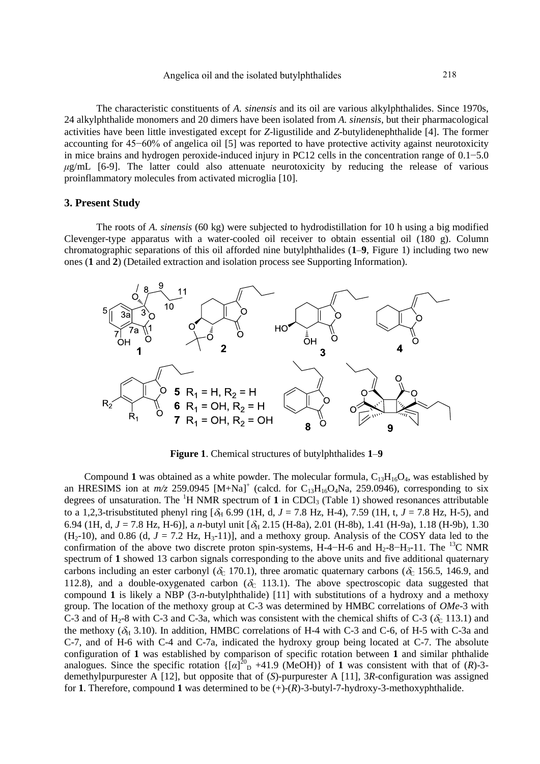The characteristic constituents of *A. sinensis* and its oil are various alkylphthalides. Since 1970s, 24 alkylphthalide monomers and 20 dimers have been isolated from *A. sinensis*, but their pharmacological activities have been little investigated except for *Z*-ligustilide and *Z*-butylidenephthalide [4]. The former accounting for 45−60% of angelica oil [5] was reported to have protective activity against neurotoxicity in mice brains and hydrogen peroxide-induced injury in PC12 cells in the concentration range of 0.1−5.0 $\mu$g/mL [6-9]. The latter could also attenuate neurotoxicity by reducing the release of various proinflammatory molecules from activated microglia [10].

## 3. Present Study

The roots of *A. sinensis* (60 kg) were subjected to hydrodistillation for 10 h using a big modified Clevenger-type apparatus with a water-cooled oil receiver to obtain essential oil (180 g). Column chromatographic separations of this oil afforded nine butylphthalides (**1**–**9**, Figure 1) including two new ones (**1** and **2**) (Detailed extraction and isolation process see Supporting Information).

**Figure 1**. Chemical structures of butylphthalides **1**–**9**

Compound **1** was obtained as a white powder. The molecular formula, $C_{13}H_{16}O_4$, was established by an HRESIMS ion at *m/z* 259.0945 $[M+Na]^+$ (calcd. for $C_{13}H_{16}O_4Na$, 259.0946), corresponding to six degrees of unsaturation. The $^1H$ NMR spectrum of **1** in $CDCl_3$ (Table 1) showed resonances attributable to a 1,2,3-trisubstituted phenyl ring [$\delta_H$ 6.99 (1H, d, *J* = 7.8 Hz, H-4), 7.59 (1H, t, *J* = 7.8 Hz, H-5), and 6.94 (1H, d, *J* = 7.8 Hz, H-6)], a *n*-butyl unit [$\delta_H$ 2.15 (H-8a), 2.01 (H-8b), 1.41 (H-9a), 1.18 (H-9b), 1.30 ($H_2$-10), and 0.86 (d, *J* = 7.2 Hz, $H_3$-11)], and a methoxy group. Analysis of the COSY data led to the confirmation of the above two discrete proton spin-systems, H-4−H-6 and $H_2$-8−$H_3$-11. The $^{13}C$ NMR spectrum of **1** showed 13 carbon signals corresponding to the above units and five additional quaternary carbons including an ester carbonyl ($\delta_C$ 170.1), three aromatic quaternary carbons ($\delta_C$ 156.5, 146.9, and 112.8), and a double-oxygenated carbon ($\delta_C$ 113.1). The above spectroscopic data suggested that compound **1** is likely a NBP (3-*n*-butylphthalide) [11] with substitutions of a hydroxy and a methoxy group. The location of the methoxy group at C-3 was determined by HMBC correlations of *OMe*-3 with C-3 and of $H_2$-8 with C-3 and C-3a, which was consistent with the chemical shifts of C-3 ($\delta_C$ 113.1) and the methoxy ($\delta_H$ 3.10). In addition, HMBC correlations of H-4 with C-3 and C-6, of H-5 with C-3a and C-7, and of H-6 with C-4 and C-7a, indicated the hydroxy group being located at C-7. The absolute configuration of **1** was established by comparison of specific rotation between **1** and similar phthalide analogues. Since the specific rotation {$[\alpha]^{20}_D$ +41.9 (MeOH)} of **1** was consistent with that of (*R*)-3-demethylpurpurester A [12], but opposite that of (*S*)-purpurester A [11], 3*R*-configuration was assigned for **1**. Therefore, compound **1** was determined to be (+)-(*R*)-3-butyl-7-hydroxy-3-methoxyphthalide.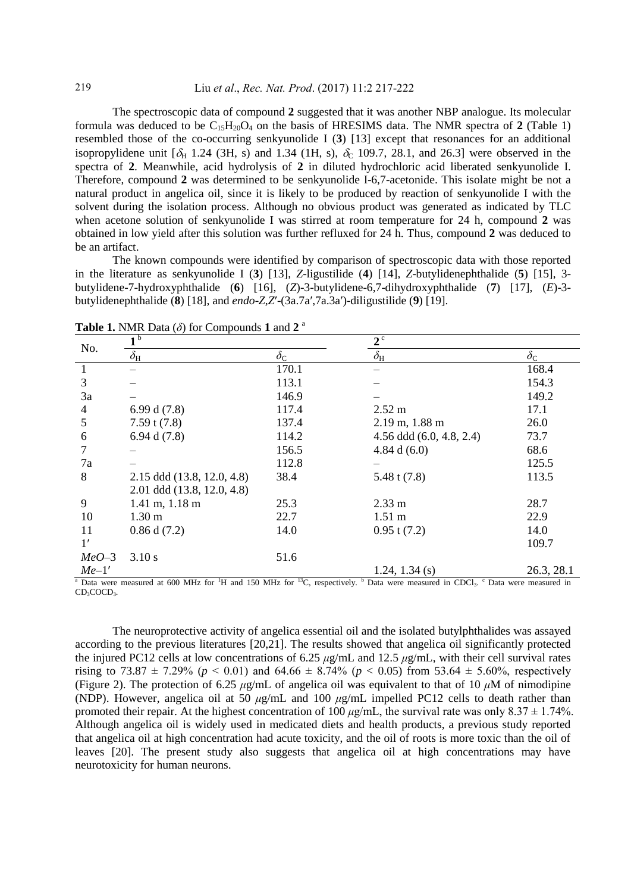The spectroscopic data of compound **2** suggested that it was another NBP analogue. Its molecular formula was deduced to be $C_{15}H_{20}O_4$ on the basis of HRESIMS data. The NMR spectra of **2** (Table 1) resembled those of the co-occurring senkyunolide I (**3**) [13] except that resonances for an additional isopropylidene unit [$\delta_H$ 1.24 (3H, s) and 1.34 (1H, s), $\delta_C$ 109.7, 28.1, and 26.3] were observed in the spectra of **2**. Meanwhile, acid hydrolysis of **2** in diluted hydrochloric acid liberated senkyunolide I. Therefore, compound **2** was determined to be senkyunolide I-6,7-acetonide. This isolate might be not a natural product in angelica oil, since it is likely to be produced by reaction of senkyunolide I with the solvent during the isolation process. Although no obvious product was generated as indicated by TLC when acetone solution of senkyunolide I was stirred at room temperature for 24 h, compound **2** was obtained in low yield after this solution was further refluxed for 24 h. Thus, compound **2** was deduced to be an artifact.

The known compounds were identified by comparison of spectroscopic data with those reported in the literature as senkyunolide I (**3**) [13], *Z*-ligustilide (**4**) [14], *Z*-butylidenephthalide (**5**) [15], 3-butylidene-7-hydroxyphthalide (**6**) [16], (*Z*)-3-butylidene-6,7-dihydroxyphthalide (**7**) [17], (*E*)-3-butylidenephthalide (**8**) [18], and *endo*-*Z*,*Z*′-(3a.7a′,7a.3a′)-diligustilide (**9**) [19].

**Table 1.** NMR Data ($\delta$) for Compounds **1** and **2** [a]

| No. | **1** [b] | | **2** [c] | |
|---|---|---|---|---|
| | $\delta_H$ | $\delta_C$ | $\delta_H$ | $\delta_C$ |
| 1 | – | 170.1 | – | 168.4 |
| 3 | – | 113.1 | – | 154.3 |
| 3a | – | 146.9 | – | 149.2 |
| 4 | 6.99 d (7.8) | 117.4 | 2.52 m | 17.1 |
| 5 | 7.59 t (7.8) | 137.4 | 2.19 m, 1.88 m | 26.0 |
| 6 | 6.94 d (7.8) | 114.2 | 4.56 ddd (6.0, 4.8, 2.4) | 73.7 |
| 7 | – | 156.5 | 4.84 d (6.0) | 68.6 |
| 7a | – | 112.8 | – | 125.5 |
| 8 | 2.15 ddd (13.8, 12.0, 4.8)<br>2.01 ddd (13.8, 12.0, 4.8) | 38.4 | 5.48 t (7.8) | 113.5 |
| 9 | 1.41 m, 1.18 m | 25.3 | 2.33 m | 28.7 |
| 10 | 1.30 m | 22.7 | 1.51 m | 22.9 |
| 11 | 0.86 d (7.2) | 14.0 | 0.95 t (7.2) | 14.0 |
| 1′ | | | | 109.7 |
| *MeO*–3 | 3.10 s | 51.6 | | |
| *Me*–1′ | | | 1.24, 1.34 (s) | 26.3, 28.1 |

[a] Data were measured at 600 MHz for $^1$H and 150 MHz for $^{13}$C, respectively. [b] Data were measured in $CDCl_3$. [c] Data were measured in $CD_3COCD_3$.

The neuroprotective activity of angelica essential oil and the isolated butylphthalides was assayed according to the previous literatures [20,21]. The results showed that angelica oil significantly protected the injured PC12 cells at low concentrations of 6.25 $\mu$g/mL and 12.5 $\mu$g/mL, with their cell survival rates rising to 73.87 ± 7.29% ($p < 0.01$) and 64.66 ± 8.74% ($p < 0.05$) from 53.64 ± 5.60%, respectively (Figure 2). The protection of 6.25 $\mu$g/mL of angelica oil was equivalent to that of 10 $\mu$M of nimodipine (NDP). However, angelica oil at 50 $\mu$g/mL and 100 $\mu$g/mL impelled PC12 cells to death rather than promoted their repair. At the highest concentration of 100 $\mu$g/mL, the survival rate was only 8.37 ± 1.74%. Although angelica oil is widely used in medicated diets and health products, a previous study reported that angelica oil at high concentration had acute toxicity, and the oil of roots is more toxic than the oil of leaves [20]. The present study also suggests that angelica oil at high concentrations may have neurotoxicity for human neurons.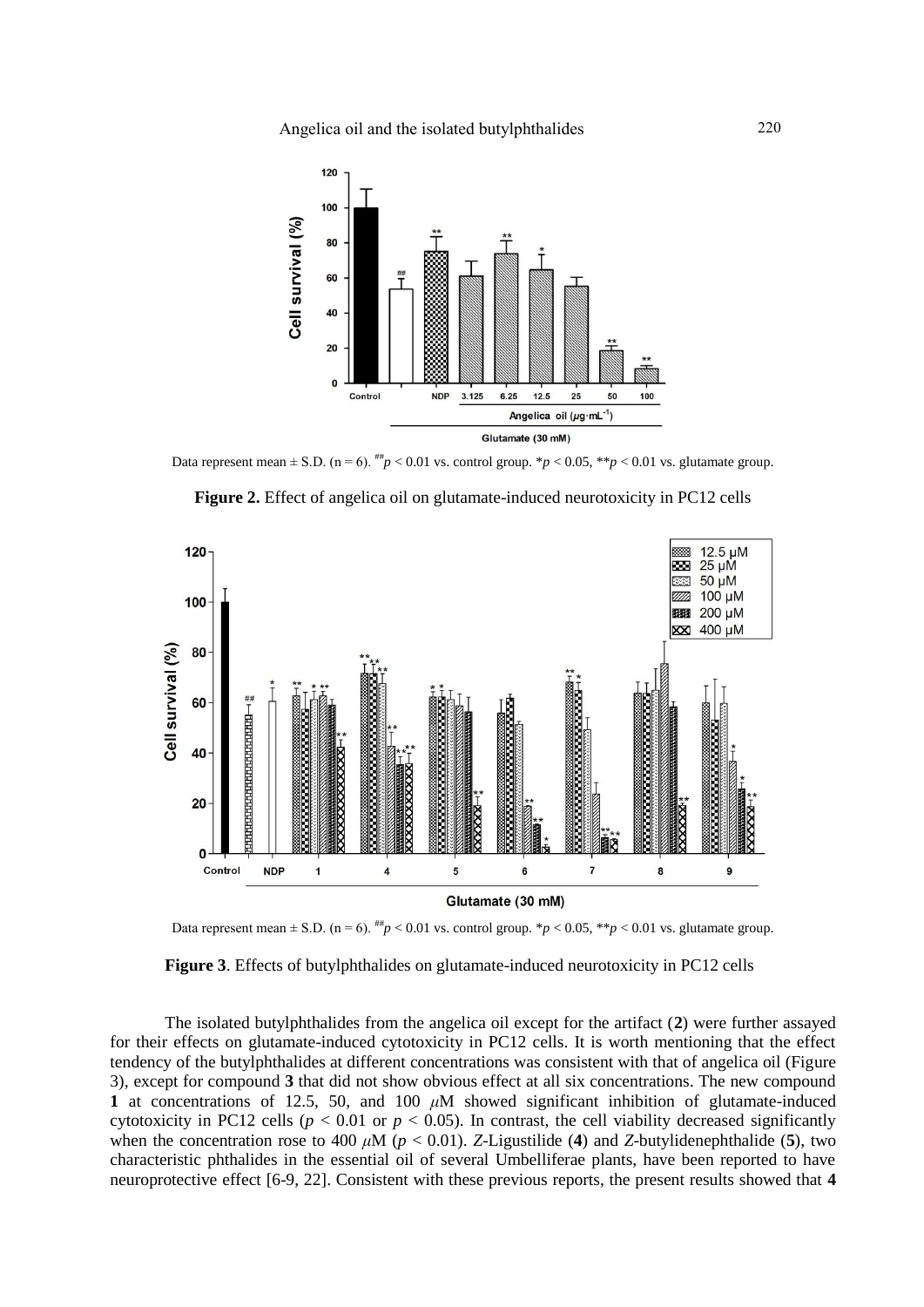Data represent mean ± S.D. (n = 6). $^{\#\#}p < 0.01$ vs. control group. $^{*}p < 0.05$, $^{**}p < 0.01$ vs. glutamate group.

**Figure 2.** Effect of angelica oil on glutamate-induced neurotoxicity in PC12 cells

Data represent mean ± S.D. (n = 6). $^{\#\#}p < 0.01$ vs. control group. $^{*}p < 0.05$, $^{**}p < 0.01$ vs. glutamate group.

**Figure 3**. Effects of butylphthalides on glutamate-induced neurotoxicity in PC12 cells

The isolated butylphthalides from the angelica oil except for the artifact (**2**) were further assayed for their effects on glutamate-induced cytotoxicity in PC12 cells. It is worth mentioning that the effect tendency of the butylphthalides at different concentrations was consistent with that of angelica oil (Figure 3), except for compound **3** that did not show obvious effect at all six concentrations. The new compound **1** at concentrations of 12.5, 50, and 100 $\mu$M showed significant inhibition of glutamate-induced cytotoxicity in PC12 cells ($p < 0.01$ or $p < 0.05$). In contrast, the cell viability decreased significantly when the concentration rose to 400 $\mu$M ($p < 0.01$). *Z*-Ligustilide (**4**) and *Z*-butylidenephthalide (**5**), two characteristic phthalides in the essential oil of several Umbelliferae plants, have been reported to have neuroprotective effect [6-9, 22]. Consistent with these previous reports, the present results showed that **4**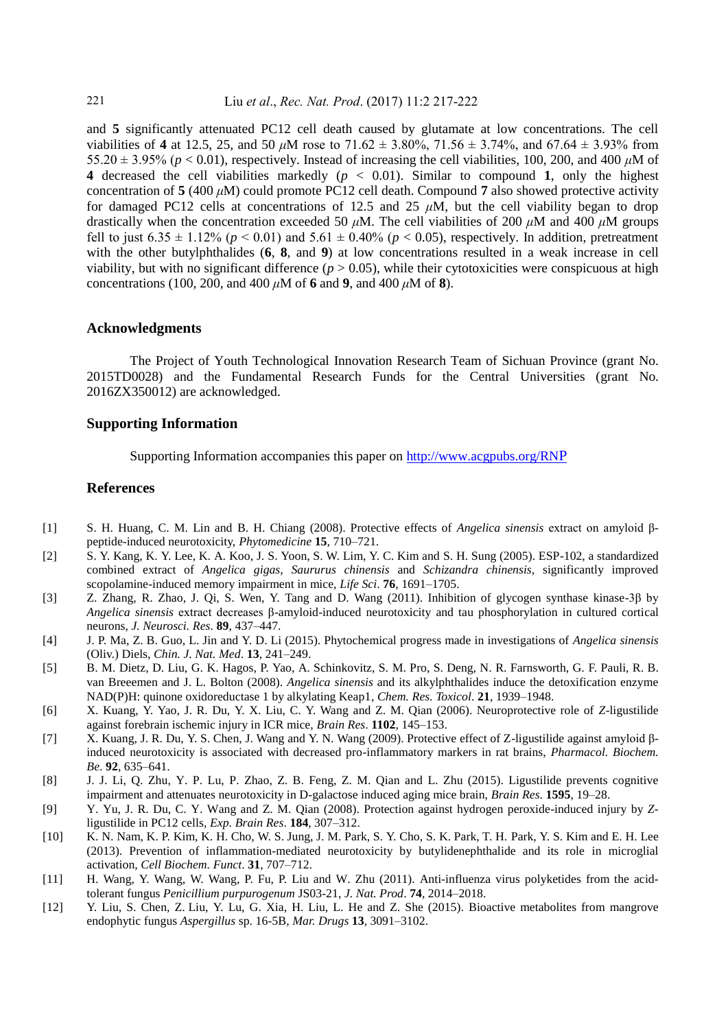and **5** significantly attenuated PC12 cell death caused by glutamate at low concentrations. The cell viabilities of **4** at 12.5, 25, and 50 $\mu$M rose to 71.62 ± 3.80%, 71.56 ± 3.74%, and 67.64 ± 3.93% from 55.20 ± 3.95% ($p < 0.01$), respectively. Instead of increasing the cell viabilities, 100, 200, and 400 $\mu$M of **4** decreased the cell viabilities markedly ($p < 0.01$). Similar to compound **1**, only the highest concentration of **5** (400 $\mu$M) could promote PC12 cell death. Compound **7** also showed protective activity for damaged PC12 cells at concentrations of 12.5 and 25 $\mu$M, but the cell viability began to drop drastically when the concentration exceeded 50 $\mu$M. The cell viabilities of 200 $\mu$M and 400 $\mu$M groups fell to just 6.35 ± 1.12% ($p < 0.01$) and 5.61 ± 0.40% ($p < 0.05$), respectively. In addition, pretreatment with the other butylphthalides (**6**, **8**, and **9**) at low concentrations resulted in a weak increase in cell viability, but with no significant difference ($p > 0.05$), while their cytotoxicities were conspicuous at high concentrations (100, 200, and 400 $\mu$M of **6** and **9**, and 400 $\mu$M of **8**).

## Acknowledgments

The Project of Youth Technological Innovation Research Team of Sichuan Province (grant No. 2015TD0028) and the Fundamental Research Funds for the Central Universities (grant No. 2016ZX350012) are acknowledged.

## Supporting Information

Supporting Information accompanies this paper on http://www.acgpubs.org/RNP

## References

[1] S. H. Huang, C. M. Lin and B. H. Chiang (2008). Protective effects of *Angelica sinensis* extract on amyloid β-peptide-induced neurotoxicity, *Phytomedicine* **15**, 710–721.

[2] S. Y. Kang, K. Y. Lee, K. A. Koo, J. S. Yoon, S. W. Lim, Y. C. Kim and S. H. Sung (2005). ESP-102, a standardized combined extract of *Angelica gigas*, *Saururus chinensis* and *Schizandra chinensis*, significantly improved scopolamine-induced memory impairment in mice, *Life Sci*. **76**, 1691–1705.

[3] Z. Zhang, R. Zhao, J. Qi, S. Wen, Y. Tang and D. Wang (2011). Inhibition of glycogen synthase kinase-3β by *Angelica sinensis* extract decreases β-amyloid-induced neurotoxicity and tau phosphorylation in cultured cortical neurons, *J. Neurosci. Res*. **89**, 437–447.

[4] J. P. Ma, Z. B. Guo, L. Jin and Y. D. Li (2015). Phytochemical progress made in investigations of *Angelica sinensis* (Oliv.) Diels, *Chin. J. Nat. Med*. **13**, 241–249.

[5] B. M. Dietz, D. Liu, G. K. Hagos, P. Yao, A. Schinkovitz, S. M. Pro, S. Deng, N. R. Farnsworth, G. F. Pauli, R. B. van Breeemen and J. L. Bolton (2008). *Angelica sinensis* and its alkylphthalides induce the detoxification enzyme NAD(P)H: quinone oxidoreductase 1 by alkylating Keap1, *Chem. Res. Toxicol*. **21**, 1939–1948.

[6] X. Kuang, Y. Yao, J. R. Du, Y. X. Liu, C. Y. Wang and Z. M. Qian (2006). Neuroprotective role of *Z*-ligustilide against forebrain ischemic injury in ICR mice, *Brain Res*. **1102**, 145–153.

[7] X. Kuang, J. R. Du, Y. S. Chen, J. Wang and Y. N. Wang (2009). Protective effect of Z-ligustilide against amyloid β-induced neurotoxicity is associated with decreased pro-inflammatory markers in rat brains, *Pharmacol. Biochem. Be.* **92**, 635–641.

[8] J. J. Li, Q. Zhu, Y. P. Lu, P. Zhao, Z. B. Feng, Z. M. Qian and L. Zhu (2015). Ligustilide prevents cognitive impairment and attenuates neurotoxicity in D-galactose induced aging mice brain, *Brain Res*. **1595**, 19–28.

[9] Y. Yu, J. R. Du, C. Y. Wang and Z. M. Qian (2008). Protection against hydrogen peroxide-induced injury by *Z*-ligustilide in PC12 cells, *Exp. Brain Res*. **184**, 307–312.

[10] K. N. Nam, K. P. Kim, K. H. Cho, W. S. Jung, J. M. Park, S. Y. Cho, S. K. Park, T. H. Park, Y. S. Kim and E. H. Lee (2013). Prevention of inflammation-mediated neurotoxicity by butylidenephthalide and its role in microglial activation, *Cell Biochem. Funct*. **31**, 707–712.

[11] H. Wang, Y. Wang, W. Wang, P. Fu, P. Liu and W. Zhu (2011). Anti-influenza virus polyketides from the acid-tolerant fungus *Penicillium purpurogenum* JS03-21, *J. Nat. Prod*. **74**, 2014–2018.

[12] Y. Liu, S. Chen, Z. Liu, Y. Lu, G. Xia, H. Liu, L. He and Z. She (2015). Bioactive metabolites from mangrove endophytic fungus *Aspergillus* sp. 16-5B, *Mar. Drugs* **13**, 3091–3102.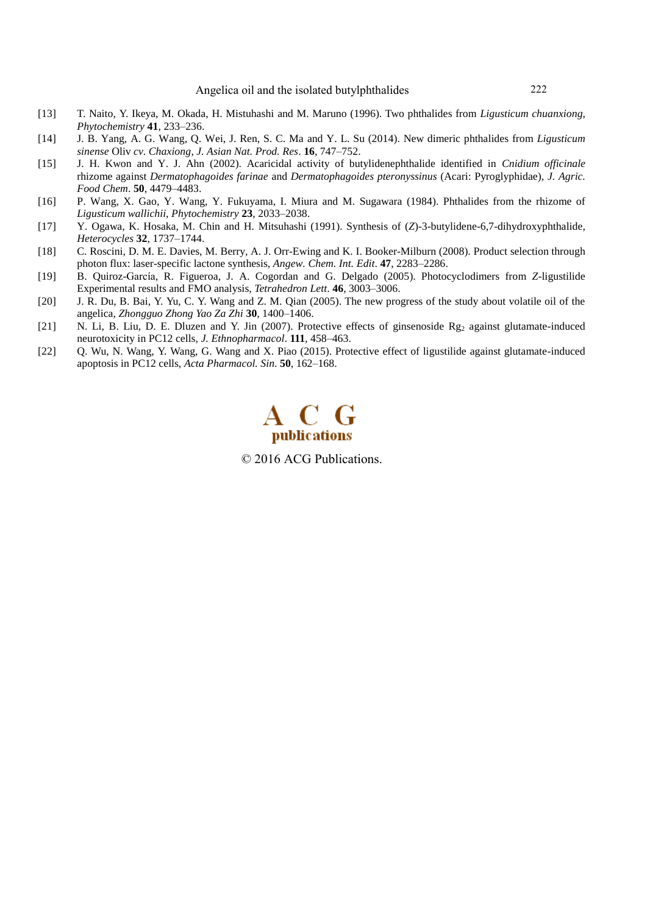[13] T. Naito, Y. Ikeya, M. Okada, H. Mistuhashi and M. Maruno (1996). Two phthalides from *Ligusticum chuanxiong*, *Phytochemistry* **41**, 233–236.

[14] J. B. Yang, A. G. Wang, Q. Wei, J. Ren, S. C. Ma and Y. L. Su (2014). New dimeric phthalides from *Ligusticum sinense* Oliv *cv. Chaxiong*, *J. Asian Nat. Prod. Res*. **16**, 747–752.

[15] J. H. Kwon and Y. J. Ahn (2002). Acaricidal activity of butylidenephthalide identified in *Cnidium officinale* rhizome against *Dermatophagoides farinae* and *Dermatophagoides pteronyssinus* (Acari: Pyroglyphidae), *J. Agric. Food Chem*. **50**, 4479–4483.

[16] P. Wang, X. Gao, Y. Wang, Y. Fukuyama, I. Miura and M. Sugawara (1984). Phthalides from the rhizome of *Ligusticum wallichii*, *Phytochemistry* **23**, 2033–2038.

[17] Y. Ogawa, K. Hosaka, M. Chin and H. Mitsuhashi (1991). Synthesis of (*Z*)-3-butylidene-6,7-dihydroxyphthalide, *Heterocycles* **32**, 1737–1744.

[18] C. Roscini, D. M. E. Davies, M. Berry, A. J. Orr-Ewing and K. I. Booker-Milburn (2008). Product selection through photon flux: laser-specific lactone synthesis, *Angew. Chem. Int. Edit*. **47**, 2283–2286.

[19] B. Quiroz-García, R. Figueroa, J. A. Cogordan and G. Delgado (2005). Photocyclodimers from *Z*-ligustilide Experimental results and FMO analysis, *Tetrahedron Lett*. **46**, 3003–3006.

[20] J. R. Du, B. Bai, Y. Yu, C. Y. Wang and Z. M. Qian (2005). The new progress of the study about volatile oil of the angelica, *Zhongguo Zhong Yao Za Zhi* **30**, 1400–1406.

[21] N. Li, B. Liu, D. E. Dluzen and Y. Jin (2007). Protective effects of ginsenoside $Rg_2$ against glutamate-induced neurotoxicity in PC12 cells, *J. Ethnopharmacol*. **111**, 458–463.

[22] Q. Wu, N. Wang, Y. Wang, G. Wang and X. Piao (2015). Protective effect of ligustilide against glutamate-induced apoptosis in PC12 cells, *Acta Pharmacol. Sin*. **50**, 162–168.

A C G
publications

© 2016 ACG Publications.